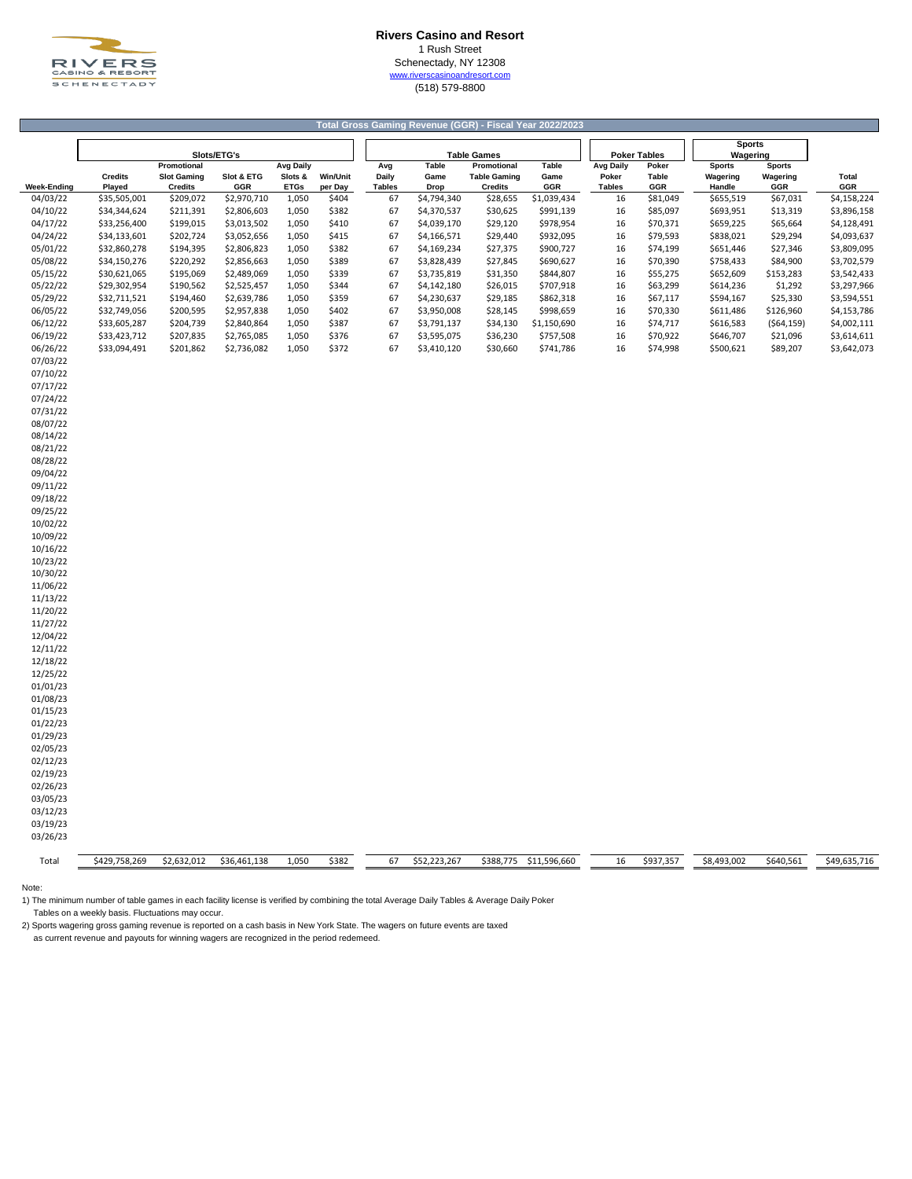# Rivers Casino and Resort

1 Rush Street
Schenectady, NY 12308
www.riverscasinoandresort.com
(518) 579-8800

## Total Gross Gaming Revenue (GGR) - Fiscal Year 2022/2023

| | Slots/ETG's | | | | | Table Games | | | | Poker Tables | | Sports Wagering | | |
|---|---|---|---|---|---|---|---|---|---|---|---|---|---|---|
| Week-Ending | Credits Played | Promotional Slot Gaming Credits | Slot & ETG GGR | Avg Daily Slots & ETGs | Win/Unit per Day | Avg Daily Tables | Table Game Drop | Promotional Table Gaming Credits | Table Game GGR | Avg Daily Poker Tables | Poker Table GGR | Sports Wagering Handle | Sports Wagering GGR | Total GGR |
| 04/03/22 | $35,505,001 | $209,072 | $2,970,710 | 1,050 | $404 | 67 | $4,794,340 | $28,655 | $1,039,434 | 16 | $81,049 | $655,519 | $67,031 | $4,158,224 |
| 04/10/22 | $34,344,624 | $211,391 | $2,806,603 | 1,050 | $382 | 67 | $4,370,537 | $30,625 | $991,139 | 16 | $85,097 | $693,951 | $13,319 | $3,896,158 |
| 04/17/22 | $33,256,400 | $199,015 | $3,013,502 | 1,050 | $410 | 67 | $4,039,170 | $29,120 | $978,954 | 16 | $70,371 | $659,225 | $65,664 | $4,128,491 |
| 04/24/22 | $34,133,601 | $202,724 | $3,052,656 | 1,050 | $415 | 67 | $4,166,571 | $29,440 | $932,095 | 16 | $79,593 | $838,021 | $29,294 | $4,093,637 |
| 05/01/22 | $32,860,278 | $194,395 | $2,806,823 | 1,050 | $382 | 67 | $4,169,234 | $27,375 | $900,727 | 16 | $74,199 | $651,446 | $27,346 | $3,809,095 |
| 05/08/22 | $34,150,276 | $220,292 | $2,856,663 | 1,050 | $389 | 67 | $3,828,439 | $27,845 | $690,627 | 16 | $70,390 | $758,433 | $84,900 | $3,702,579 |
| 05/15/22 | $30,621,065 | $195,069 | $2,489,069 | 1,050 | $339 | 67 | $3,735,819 | $31,350 | $844,807 | 16 | $55,275 | $652,609 | $153,283 | $3,542,433 |
| 05/22/22 | $29,302,954 | $190,562 | $2,525,457 | 1,050 | $344 | 67 | $4,142,180 | $26,015 | $707,918 | 16 | $63,299 | $614,236 | $1,292 | $3,297,966 |
| 05/29/22 | $32,711,521 | $194,460 | $2,639,786 | 1,050 | $359 | 67 | $4,230,637 | $29,185 | $862,318 | 16 | $67,117 | $594,167 | $25,330 | $3,594,551 |
| 06/05/22 | $32,749,056 | $200,595 | $2,957,838 | 1,050 | $402 | 67 | $3,950,008 | $28,145 | $998,659 | 16 | $70,330 | $611,486 | $126,960 | $4,153,786 |
| 06/12/22 | $33,605,287 | $204,739 | $2,840,864 | 1,050 | $387 | 67 | $3,791,137 | $34,130 | $1,150,690 | 16 | $74,717 | $616,583 | ($64,159) | $4,002,111 |
| 06/19/22 | $33,423,712 | $207,835 | $2,765,085 | 1,050 | $376 | 67 | $3,595,075 | $36,230 | $757,508 | 16 | $70,922 | $646,707 | $21,096 | $3,614,611 |
| 06/26/22 | $33,094,491 | $201,862 | $2,736,082 | 1,050 | $372 | 67 | $3,410,120 | $30,660 | $741,786 | 16 | $74,998 | $500,621 | $89,207 | $3,642,073 |
| 07/03/22 | | | | | | | | | | | | | | |
| 07/10/22 | | | | | | | | | | | | | | |
| 07/17/22 | | | | | | | | | | | | | | |
| 07/24/22 | | | | | | | | | | | | | | |
| 07/31/22 | | | | | | | | | | | | | | |
| 08/07/22 | | | | | | | | | | | | | | |
| 08/14/22 | | | | | | | | | | | | | | |
| 08/21/22 | | | | | | | | | | | | | | |
| 08/28/22 | | | | | | | | | | | | | | |
| 09/04/22 | | | | | | | | | | | | | | |
| 09/11/22 | | | | | | | | | | | | | | |
| 09/18/22 | | | | | | | | | | | | | | |
| 09/25/22 | | | | | | | | | | | | | | |
| 10/02/22 | | | | | | | | | | | | | | |
| 10/09/22 | | | | | | | | | | | | | | |
| 10/16/22 | | | | | | | | | | | | | | |
| 10/23/22 | | | | | | | | | | | | | | |
| 10/30/22 | | | | | | | | | | | | | | |
| 11/06/22 | | | | | | | | | | | | | | |
| 11/13/22 | | | | | | | | | | | | | | |
| 11/20/22 | | | | | | | | | | | | | | |
| 11/27/22 | | | | | | | | | | | | | | |
| 12/04/22 | | | | | | | | | | | | | | |
| 12/11/22 | | | | | | | | | | | | | | |
| 12/18/22 | | | | | | | | | | | | | | |
| 12/25/22 | | | | | | | | | | | | | | |
| 01/01/23 | | | | | | | | | | | | | | |
| 01/08/23 | | | | | | | | | | | | | | |
| 01/15/23 | | | | | | | | | | | | | | |
| 01/22/23 | | | | | | | | | | | | | | |
| 01/29/23 | | | | | | | | | | | | | | |
| 02/05/23 | | | | | | | | | | | | | | |
| 02/12/23 | | | | | | | | | | | | | | |
| 02/19/23 | | | | | | | | | | | | | | |
| 02/26/23 | | | | | | | | | | | | | | |
| 03/05/23 | | | | | | | | | | | | | | |
| 03/12/23 | | | | | | | | | | | | | | |
| 03/19/23 | | | | | | | | | | | | | | |
| 03/26/23 | | | | | | | | | | | | | | |
| Total | $429,758,269 | $2,632,012 | $36,461,138 | 1,050 | $382 | 67 | $52,223,267 | $388,775 | $11,596,660 | 16 | $937,357 | $8,493,002 | $640,561 | $49,635,716 |

Note:

1) The minimum number of table games in each facility license is verified by combining the total Average Daily Tables & Average Daily Poker Tables on a weekly basis. Fluctuations may occur.

2) Sports wagering gross gaming revenue is reported on a cash basis in New York State. The wagers on future events are taxed as current revenue and payouts for winning wagers are recognized in the period redeemed.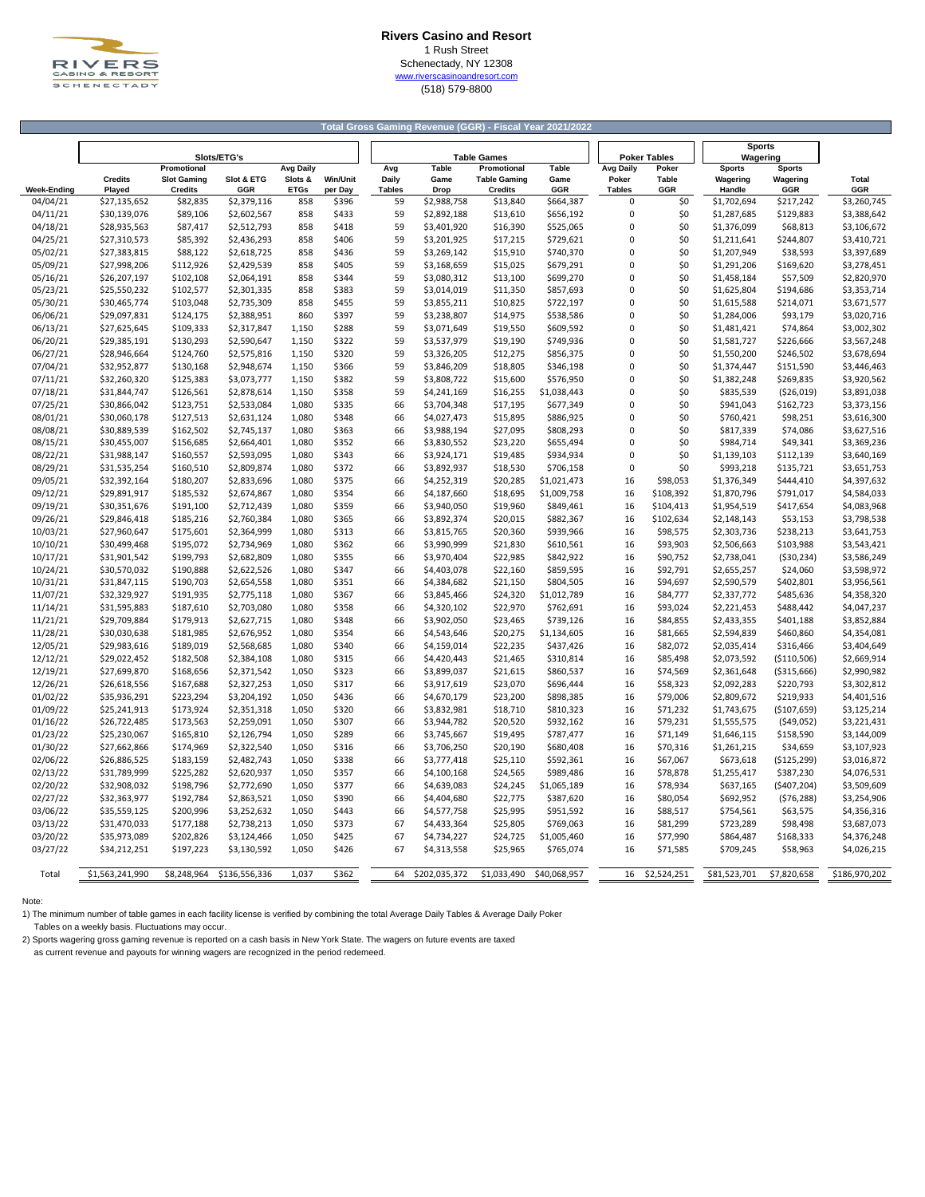# Rivers Casino and Resort

1 Rush Street
Schenectady, NY 12308
www.riverscasinoandresort.com
(518) 579-8800

## Total Gross Gaming Revenue (GGR) - Fiscal Year 2021/2022

| | Slots/ETG's | | | | | Table Games | | | | Poker Tables | | Sports Wagering | | |
|---|---|---|---|---|---|---|---|---|---|---|---|---|---|---|
| Week-Ending | Credits Played | Promotional Slot Gaming Credits | Slot & ETG GGR | Avg Daily Slots & ETGs | Win/Unit per Day | Avg Daily Tables | Table Game Drop | Promotional Table Gaming Credits | Table Game GGR | Avg Daily Poker Tables | Poker Table GGR | Sports Wagering Handle | Sports Wagering GGR | Total GGR |
| 04/04/21 | $27,135,652 | $82,835 | $2,379,116 | 858 | $396 | 59 | $2,988,758 | $13,840 | $664,387 | 0 | $0 | $1,702,694 | $217,242 | $3,260,745 |
| 04/11/21 | $30,139,076 | $89,106 | $2,602,567 | 858 | $433 | 59 | $2,892,188 | $13,610 | $656,192 | 0 | $0 | $1,287,685 | $129,883 | $3,388,642 |
| 04/18/21 | $28,935,563 | $87,417 | $2,512,793 | 858 | $418 | 59 | $3,401,920 | $16,390 | $525,065 | 0 | $0 | $1,376,099 | $68,813 | $3,106,672 |
| 04/25/21 | $27,310,573 | $85,392 | $2,436,293 | 858 | $406 | 59 | $3,201,925 | $17,215 | $729,621 | 0 | $0 | $1,211,641 | $244,807 | $3,410,721 |
| 05/02/21 | $27,383,815 | $88,122 | $2,618,725 | 858 | $436 | 59 | $3,269,142 | $15,910 | $740,370 | 0 | $0 | $1,207,949 | $38,593 | $3,397,689 |
| 05/09/21 | $27,998,206 | $112,926 | $2,429,539 | 858 | $405 | 59 | $3,168,659 | $15,025 | $679,291 | 0 | $0 | $1,291,206 | $169,620 | $3,278,451 |
| 05/16/21 | $26,207,197 | $102,108 | $2,064,191 | 858 | $344 | 59 | $3,080,312 | $13,100 | $699,270 | 0 | $0 | $1,458,184 | $57,509 | $2,820,970 |
| 05/23/21 | $25,550,232 | $102,577 | $2,301,335 | 858 | $383 | 59 | $3,014,019 | $11,350 | $857,693 | 0 | $0 | $1,625,804 | $194,686 | $3,353,714 |
| 05/30/21 | $30,465,774 | $103,048 | $2,735,309 | 858 | $455 | 59 | $3,855,211 | $10,825 | $722,197 | 0 | $0 | $1,615,588 | $214,071 | $3,671,577 |
| 06/06/21 | $29,097,831 | $124,175 | $2,388,951 | 860 | $397 | 59 | $3,238,807 | $14,975 | $538,586 | 0 | $0 | $1,284,006 | $93,179 | $3,020,716 |
| 06/13/21 | $27,625,645 | $109,333 | $2,317,847 | 1,150 | $288 | 59 | $3,071,649 | $19,550 | $609,592 | 0 | $0 | $1,481,421 | $74,864 | $3,002,302 |
| 06/20/21 | $29,385,191 | $130,293 | $2,590,647 | 1,150 | $322 | 59 | $3,537,979 | $19,190 | $749,936 | 0 | $0 | $1,581,727 | $226,666 | $3,567,248 |
| 06/27/21 | $28,946,664 | $124,760 | $2,575,816 | 1,150 | $320 | 59 | $3,326,205 | $12,275 | $856,375 | 0 | $0 | $1,550,200 | $246,502 | $3,678,694 |
| 07/04/21 | $32,952,877 | $130,168 | $2,948,674 | 1,150 | $366 | 59 | $3,846,209 | $18,805 | $346,198 | 0 | $0 | $1,374,447 | $151,590 | $3,446,463 |
| 07/11/21 | $32,260,320 | $125,383 | $3,073,777 | 1,150 | $382 | 59 | $3,808,722 | $15,600 | $576,950 | 0 | $0 | $1,382,248 | $269,835 | $3,920,562 |
| 07/18/21 | $31,844,747 | $126,561 | $2,878,614 | 1,150 | $358 | 59 | $4,241,169 | $16,255 | $1,038,443 | 0 | $0 | $835,539 | ($26,019) | $3,891,038 |
| 07/25/21 | $30,866,042 | $123,751 | $2,533,084 | 1,080 | $335 | 66 | $3,704,348 | $17,195 | $677,349 | 0 | $0 | $941,043 | $162,723 | $3,373,156 |
| 08/01/21 | $30,060,178 | $127,513 | $2,631,124 | 1,080 | $348 | 66 | $4,027,473 | $15,895 | $886,925 | 0 | $0 | $760,421 | $98,251 | $3,616,300 |
| 08/08/21 | $30,889,539 | $162,502 | $2,745,137 | 1,080 | $363 | 66 | $3,988,194 | $27,095 | $808,293 | 0 | $0 | $817,339 | $74,086 | $3,627,516 |
| 08/15/21 | $30,455,007 | $156,685 | $2,664,401 | 1,080 | $352 | 66 | $3,830,552 | $23,220 | $655,494 | 0 | $0 | $984,714 | $49,341 | $3,369,236 |
| 08/22/21 | $31,988,147 | $160,557 | $2,593,095 | 1,080 | $343 | 66 | $3,924,171 | $19,485 | $934,934 | 0 | $0 | $1,139,103 | $112,139 | $3,640,169 |
| 08/29/21 | $31,535,254 | $160,510 | $2,809,874 | 1,080 | $372 | 66 | $3,892,937 | $18,530 | $706,158 | 0 | $0 | $993,218 | $135,721 | $3,651,753 |
| 09/05/21 | $32,392,164 | $180,207 | $2,833,696 | 1,080 | $375 | 66 | $4,252,319 | $20,285 | $1,021,473 | 16 | $98,053 | $1,376,349 | $444,410 | $4,397,632 |
| 09/12/21 | $29,891,917 | $185,532 | $2,674,867 | 1,080 | $354 | 66 | $4,187,660 | $18,695 | $1,009,758 | 16 | $108,392 | $1,870,796 | $791,017 | $4,584,033 |
| 09/19/21 | $30,351,676 | $191,100 | $2,712,439 | 1,080 | $359 | 66 | $3,940,050 | $19,960 | $849,461 | 16 | $104,413 | $1,954,519 | $417,654 | $4,083,968 |
| 09/26/21 | $29,846,418 | $185,216 | $2,760,384 | 1,080 | $365 | 66 | $3,892,374 | $20,015 | $882,367 | 16 | $102,634 | $2,148,143 | $53,153 | $3,798,538 |
| 10/03/21 | $27,960,647 | $175,601 | $2,364,999 | 1,080 | $313 | 66 | $3,815,765 | $20,360 | $939,966 | 16 | $98,575 | $2,303,736 | $238,213 | $3,641,753 |
| 10/10/21 | $30,499,468 | $195,072 | $2,734,969 | 1,080 | $362 | 66 | $3,990,999 | $21,830 | $610,561 | 16 | $93,903 | $2,506,663 | $103,988 | $3,543,421 |
| 10/17/21 | $31,901,542 | $199,793 | $2,682,809 | 1,080 | $355 | 66 | $3,970,404 | $22,985 | $842,922 | 16 | $90,752 | $2,738,041 | ($30,234) | $3,586,249 |
| 10/24/21 | $30,570,032 | $190,888 | $2,622,526 | 1,080 | $347 | 66 | $4,403,078 | $22,160 | $859,595 | 16 | $92,791 | $2,655,257 | $24,060 | $3,598,972 |
| 10/31/21 | $31,847,115 | $190,703 | $2,654,558 | 1,080 | $351 | 66 | $4,384,682 | $21,150 | $804,505 | 16 | $94,697 | $2,590,579 | $402,801 | $3,956,561 |
| 11/07/21 | $32,329,927 | $191,935 | $2,775,118 | 1,080 | $367 | 66 | $3,845,466 | $24,320 | $1,012,789 | 16 | $84,777 | $2,337,772 | $485,636 | $4,358,320 |
| 11/14/21 | $31,595,883 | $187,610 | $2,703,080 | 1,080 | $358 | 66 | $4,320,102 | $22,970 | $762,691 | 16 | $93,024 | $2,221,453 | $488,442 | $4,047,237 |
| 11/21/21 | $29,709,884 | $179,913 | $2,627,715 | 1,080 | $348 | 66 | $3,902,050 | $23,465 | $739,126 | 16 | $84,855 | $2,433,355 | $401,188 | $3,852,884 |
| 11/28/21 | $30,030,638 | $181,985 | $2,676,952 | 1,080 | $354 | 66 | $4,543,646 | $20,275 | $1,134,605 | 16 | $81,665 | $2,594,839 | $460,860 | $4,354,081 |
| 12/05/21 | $29,983,616 | $189,019 | $2,568,685 | 1,080 | $340 | 66 | $4,159,014 | $22,235 | $437,426 | 16 | $82,072 | $2,035,414 | $316,466 | $3,404,649 |
| 12/12/21 | $29,022,452 | $182,508 | $2,384,108 | 1,080 | $315 | 66 | $4,420,443 | $21,465 | $310,814 | 16 | $85,498 | $2,073,592 | ($110,506) | $2,669,914 |
| 12/19/21 | $27,699,870 | $168,656 | $2,371,542 | 1,050 | $323 | 66 | $3,899,037 | $21,615 | $860,537 | 16 | $74,569 | $2,361,648 | ($315,666) | $2,990,982 |
| 12/26/21 | $26,618,556 | $167,688 | $2,327,253 | 1,050 | $317 | 66 | $3,917,619 | $23,070 | $696,444 | 16 | $58,323 | $2,092,283 | $220,793 | $3,302,812 |
| 01/02/22 | $35,936,291 | $223,294 | $3,204,192 | 1,050 | $436 | 66 | $4,670,179 | $23,200 | $898,385 | 16 | $79,006 | $2,809,672 | $219,933 | $4,401,516 |
| 01/09/22 | $25,241,913 | $173,924 | $2,351,318 | 1,050 | $320 | 66 | $3,832,981 | $18,720 | $810,323 | 16 | $71,232 | $1,743,675 | ($107,659) | $3,125,214 |
| 01/16/22 | $26,722,485 | $173,563 | $2,259,091 | 1,050 | $307 | 66 | $3,944,782 | $20,520 | $932,162 | 16 | $79,231 | $1,555,575 | ($49,052) | $3,221,431 |
| 01/23/22 | $25,230,067 | $165,810 | $2,126,794 | 1,050 | $289 | 66 | $3,745,667 | $19,495 | $787,477 | 16 | $71,149 | $1,646,115 | $158,590 | $3,144,009 |
| 01/30/22 | $27,662,866 | $174,969 | $2,322,540 | 1,050 | $316 | 66 | $3,706,250 | $20,190 | $680,408 | 16 | $70,316 | $1,261,215 | $34,659 | $3,107,923 |
| 02/06/22 | $26,886,525 | $183,159 | $2,482,743 | 1,050 | $338 | 66 | $3,777,418 | $25,110 | $592,361 | 16 | $67,067 | $673,618 | ($125,299) | $3,016,872 |
| 02/13/22 | $31,789,999 | $225,282 | $2,620,937 | 1,050 | $357 | 66 | $4,100,168 | $24,565 | $989,486 | 16 | $78,878 | $1,255,417 | $387,230 | $4,076,531 |
| 02/20/22 | $32,908,032 | $198,796 | $2,772,690 | 1,050 | $377 | 66 | $4,639,083 | $24,245 | $1,065,189 | 16 | $78,934 | $637,165 | ($407,204) | $3,509,609 |
| 02/27/22 | $32,363,977 | $192,784 | $2,863,521 | 1,050 | $390 | 66 | $4,404,680 | $22,775 | $387,620 | 16 | $80,054 | $692,952 | ($76,288) | $3,254,906 |
| 03/06/22 | $35,559,125 | $200,996 | $3,252,632 | 1,050 | $443 | 66 | $4,577,758 | $25,995 | $951,592 | 16 | $88,517 | $754,561 | $63,575 | $4,356,316 |
| 03/13/22 | $31,470,033 | $177,188 | $2,738,213 | 1,050 | $373 | 67 | $4,433,364 | $25,805 | $769,063 | 16 | $81,299 | $723,289 | $98,498 | $3,687,073 |
| 03/20/22 | $35,973,089 | $202,826 | $3,124,466 | 1,050 | $425 | 67 | $4,734,227 | $24,725 | $1,005,460 | 16 | $77,990 | $864,487 | $168,333 | $4,376,248 |
| 03/27/22 | $34,212,251 | $197,223 | $3,130,592 | 1,050 | $426 | 67 | $4,313,558 | $25,965 | $765,074 | 16 | $71,585 | $709,245 | $58,963 | $4,026,215 |
| Total | $1,563,241,990 | $8,248,964 | $136,556,336 | 1,037 | $362 | 64 | $202,035,372 | $1,033,490 | $40,068,957 | 16 | $2,524,251 | $81,523,701 | $7,820,658 | $186,970,202 |

Note:

1) The minimum number of table games in each facility license is verified by combining the total Average Daily Tables & Average Daily Poker Tables on a weekly basis. Fluctuations may occur.

2) Sports wagering gross gaming revenue is reported on a cash basis in New York State. The wagers on future events are taxed as current revenue and payouts for winning wagers are recognized in the period redeemed.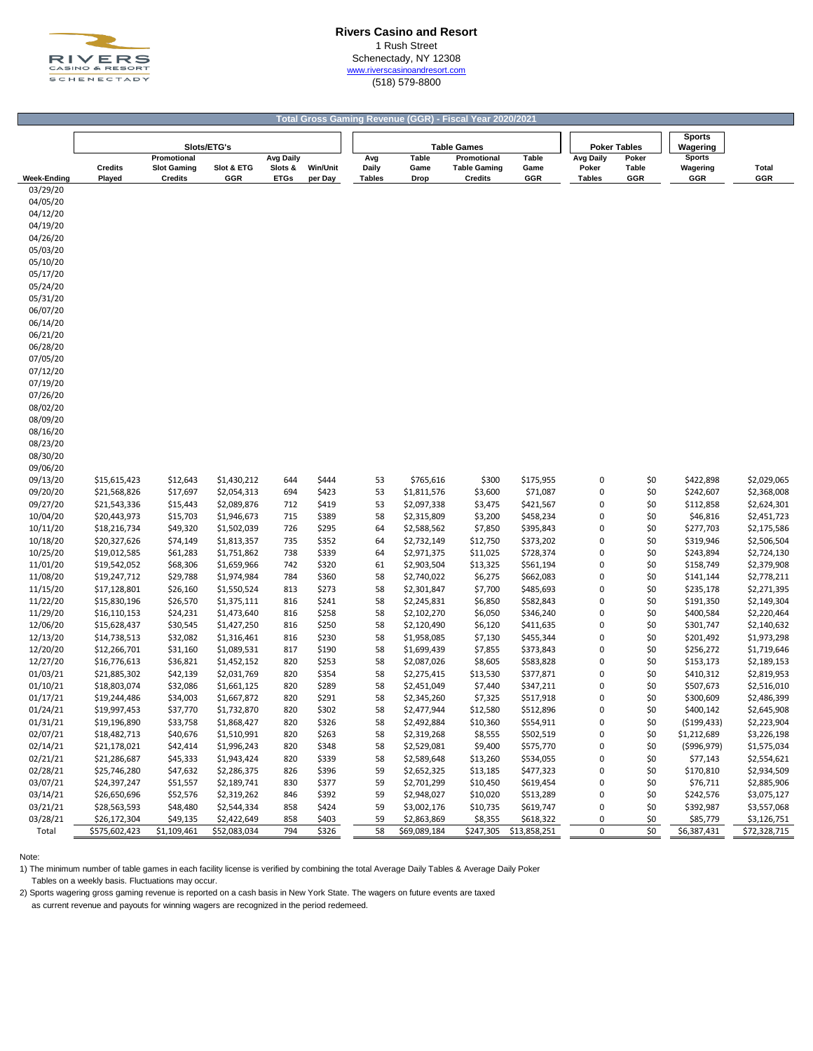# Rivers Casino and Resort

1 Rush Street
Schenectady, NY 12308
www.riverscasinoandresort.com
(518) 579-8800

## Total Gross Gaming Revenue (GGR) - Fiscal Year 2020/2021

| | Slots/ETG's | | | | | Table Games | | | | Poker Tables | | Sports Wagering | |
|---|---|---|---|---|---|---|---|---|---|---|---|---|---|
| Week-Ending | Credits Played | Promotional Slot Gaming Credits | Slot & ETG GGR | Avg Daily Slots & ETGs | Win/Unit per Day | Avg Daily Tables | Table Game Drop | Promotional Table Gaming Credits | Table Game GGR | Avg Daily Poker Tables | Poker Table GGR | Sports Wagering GGR | Total GGR |
| 03/29/20 | | | | | | | | | | | | | |
| 04/05/20 | | | | | | | | | | | | | |
| 04/12/20 | | | | | | | | | | | | | |
| 04/19/20 | | | | | | | | | | | | | |
| 04/26/20 | | | | | | | | | | | | | |
| 05/03/20 | | | | | | | | | | | | | |
| 05/10/20 | | | | | | | | | | | | | |
| 05/17/20 | | | | | | | | | | | | | |
| 05/24/20 | | | | | | | | | | | | | |
| 05/31/20 | | | | | | | | | | | | | |
| 06/07/20 | | | | | | | | | | | | | |
| 06/14/20 | | | | | | | | | | | | | |
| 06/21/20 | | | | | | | | | | | | | |
| 06/28/20 | | | | | | | | | | | | | |
| 07/05/20 | | | | | | | | | | | | | |
| 07/12/20 | | | | | | | | | | | | | |
| 07/19/20 | | | | | | | | | | | | | |
| 07/26/20 | | | | | | | | | | | | | |
| 08/02/20 | | | | | | | | | | | | | |
| 08/09/20 | | | | | | | | | | | | | |
| 08/16/20 | | | | | | | | | | | | | |
| 08/23/20 | | | | | | | | | | | | | |
| 08/30/20 | | | | | | | | | | | | | |
| 09/06/20 | | | | | | | | | | | | | |
| 09/13/20 | $15,615,423 | $12,643 | $1,430,212 | 644 | $444 | 53 | $765,616 | $300 | $175,955 | 0 | $0 | $422,898 | $2,029,065 |
| 09/20/20 | $21,568,826 | $17,697 | $2,054,313 | 694 | $423 | 53 | $1,811,576 | $3,600 | $71,087 | 0 | $0 | $242,607 | $2,368,008 |
| 09/27/20 | $21,543,336 | $15,443 | $2,089,876 | 712 | $419 | 53 | $2,097,338 | $3,475 | $421,567 | 0 | $0 | $112,858 | $2,624,301 |
| 10/04/20 | $20,443,973 | $15,703 | $1,946,673 | 715 | $389 | 58 | $2,315,809 | $3,200 | $458,234 | 0 | $0 | $46,816 | $2,451,723 |
| 10/11/20 | $18,216,734 | $49,320 | $1,502,039 | 726 | $295 | 64 | $2,588,562 | $7,850 | $395,843 | 0 | $0 | $277,703 | $2,175,586 |
| 10/18/20 | $20,327,626 | $74,149 | $1,813,357 | 735 | $352 | 64 | $2,732,149 | $12,750 | $373,202 | 0 | $0 | $319,946 | $2,506,504 |
| 10/25/20 | $19,012,585 | $61,283 | $1,751,862 | 738 | $339 | 64 | $2,971,375 | $11,025 | $728,374 | 0 | $0 | $243,894 | $2,724,130 |
| 11/01/20 | $19,542,052 | $68,306 | $1,659,966 | 742 | $320 | 61 | $2,903,504 | $13,325 | $561,194 | 0 | $0 | $158,749 | $2,379,908 |
| 11/08/20 | $19,247,712 | $29,788 | $1,974,984 | 784 | $360 | 58 | $2,740,022 | $6,275 | $662,083 | 0 | $0 | $141,144 | $2,778,211 |
| 11/15/20 | $17,128,801 | $26,160 | $1,550,524 | 813 | $273 | 58 | $2,301,847 | $7,700 | $485,693 | 0 | $0 | $235,178 | $2,271,395 |
| 11/22/20 | $15,830,196 | $26,570 | $1,375,111 | 816 | $241 | 58 | $2,245,831 | $6,850 | $582,843 | 0 | $0 | $191,350 | $2,149,304 |
| 11/29/20 | $16,110,153 | $24,231 | $1,473,640 | 816 | $258 | 58 | $2,102,270 | $6,050 | $346,240 | 0 | $0 | $400,584 | $2,220,464 |
| 12/06/20 | $15,628,437 | $30,545 | $1,427,250 | 816 | $250 | 58 | $2,120,490 | $6,120 | $411,635 | 0 | $0 | $301,747 | $2,140,632 |
| 12/13/20 | $14,738,513 | $32,082 | $1,316,461 | 816 | $230 | 58 | $1,958,085 | $7,130 | $455,344 | 0 | $0 | $201,492 | $1,973,298 |
| 12/20/20 | $12,266,701 | $31,160 | $1,089,531 | 817 | $190 | 58 | $1,699,439 | $7,855 | $373,843 | 0 | $0 | $256,272 | $1,719,646 |
| 12/27/20 | $16,776,613 | $36,821 | $1,452,152 | 820 | $253 | 58 | $2,087,026 | $8,605 | $583,828 | 0 | $0 | $153,173 | $2,189,153 |
| 01/03/21 | $21,885,302 | $42,139 | $2,031,769 | 820 | $354 | 58 | $2,275,415 | $13,530 | $377,871 | 0 | $0 | $410,312 | $2,819,953 |
| 01/10/21 | $18,803,074 | $32,086 | $1,661,125 | 820 | $289 | 58 | $2,451,049 | $7,440 | $347,211 | 0 | $0 | $507,673 | $2,516,010 |
| 01/17/21 | $19,244,486 | $34,003 | $1,667,872 | 820 | $291 | 58 | $2,345,260 | $7,325 | $517,918 | 0 | $0 | $300,609 | $2,486,399 |
| 01/24/21 | $19,997,453 | $37,770 | $1,732,870 | 820 | $302 | 58 | $2,477,944 | $12,580 | $512,896 | 0 | $0 | $400,142 | $2,645,908 |
| 01/31/21 | $19,196,890 | $33,758 | $1,868,427 | 820 | $326 | 58 | $2,492,884 | $10,360 | $554,911 | 0 | $0 | ($199,433) | $2,223,904 |
| 02/07/21 | $18,482,713 | $40,676 | $1,510,991 | 820 | $263 | 58 | $2,319,268 | $8,555 | $502,519 | 0 | $0 | $1,212,689 | $3,226,198 |
| 02/14/21 | $21,178,021 | $42,414 | $1,996,243 | 820 | $348 | 58 | $2,529,081 | $9,400 | $575,770 | 0 | $0 | ($996,979) | $1,575,034 |
| 02/21/21 | $21,286,687 | $45,333 | $1,943,424 | 820 | $339 | 58 | $2,589,648 | $13,260 | $534,055 | 0 | $0 | $77,143 | $2,554,621 |
| 02/28/21 | $25,746,280 | $47,632 | $2,286,375 | 826 | $396 | 59 | $2,652,325 | $13,185 | $477,323 | 0 | $0 | $170,810 | $2,934,509 |
| 03/07/21 | $24,397,247 | $51,557 | $2,189,741 | 830 | $377 | 59 | $2,701,299 | $10,450 | $619,454 | 0 | $0 | $76,711 | $2,885,906 |
| 03/14/21 | $26,650,696 | $52,576 | $2,319,262 | 846 | $392 | 59 | $2,948,027 | $10,020 | $513,289 | 0 | $0 | $242,576 | $3,075,127 |
| 03/21/21 | $28,563,593 | $48,480 | $2,544,334 | 858 | $424 | 59 | $3,002,176 | $10,735 | $619,747 | 0 | $0 | $392,987 | $3,557,068 |
| 03/28/21 | $26,172,304 | $49,135 | $2,422,649 | 858 | $403 | 59 | $2,863,869 | $8,355 | $618,322 | 0 | $0 | $85,779 | $3,126,751 |
| Total | $575,602,423 | $1,109,461 | $52,083,034 | 794 | $326 | 58 | $69,089,184 | $247,305 | $13,858,251 | 0 | $0 | $6,387,431 | $72,328,715 |

Note:

1) The minimum number of table games in each facility license is verified by combining the total Average Daily Tables & Average Daily Poker Tables on a weekly basis. Fluctuations may occur.

2) Sports wagering gross gaming revenue is reported on a cash basis in New York State. The wagers on future events are taxed as current revenue and payouts for winning wagers are recognized in the period redeemed.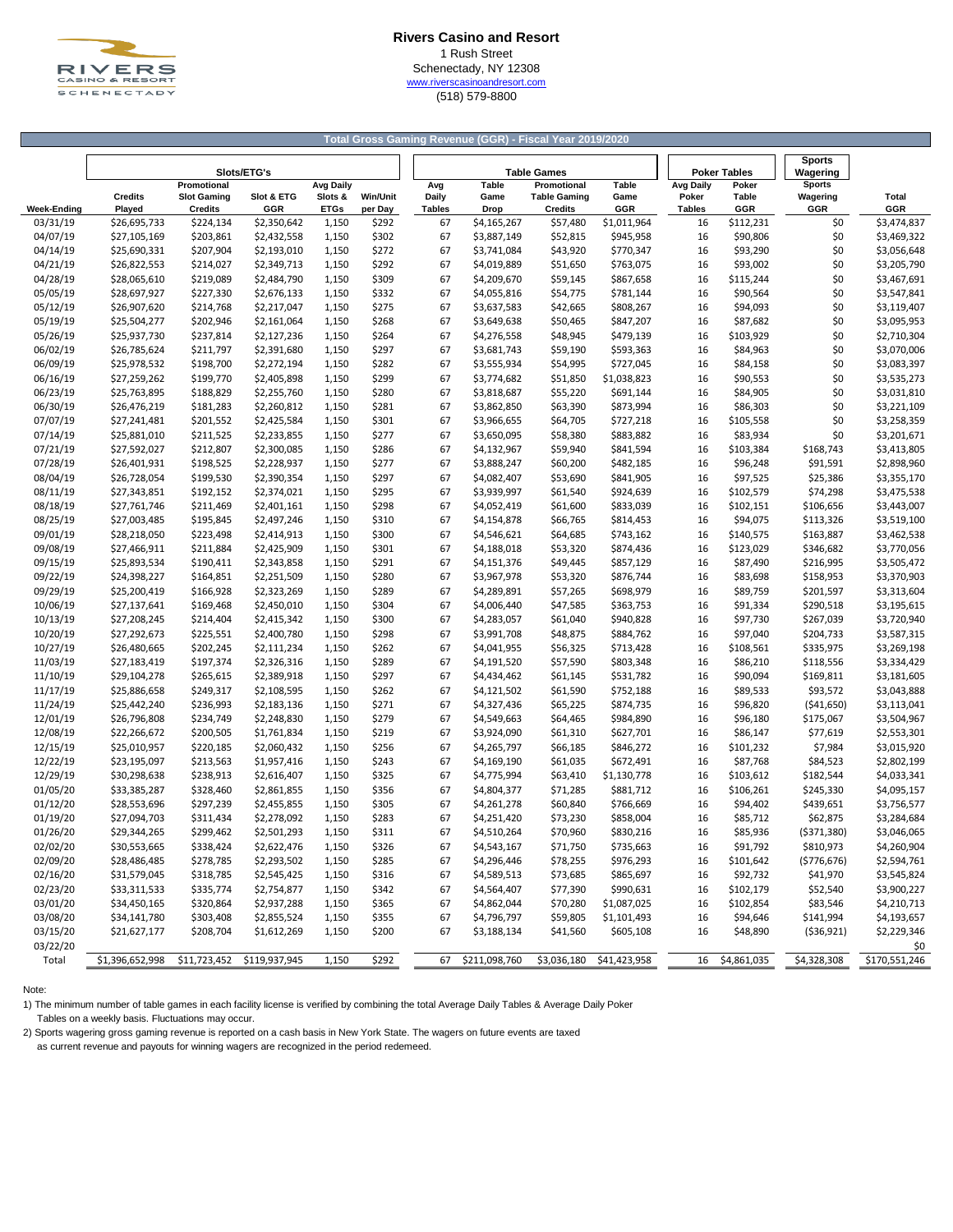**Rivers Casino and Resort**
1 Rush Street
Schenectady, NY 12308
www.riverscasinoandresort.com
(518) 579-8800

## Total Gross Gaming Revenue (GGR) - Fiscal Year 2019/2020

| | Slots/ETG's | | | | | Table Games | | | | Poker Tables | | Sports Wagering | |
|---|---|---|---|---|---|---|---|---|---|---|---|---|---|
| Week-Ending | Credits Played | Promotional Slot Gaming Credits | Slot & ETG GGR | Avg Daily Slots & ETGs | Win/Unit per Day | Avg Daily Tables | Table Game Drop | Promotional Table Gaming Credits | Table Game GGR | Avg Daily Poker Tables | Poker Table GGR | Sports Wagering GGR | Total GGR |
| 03/31/19 | $26,695,733 | $224,134 | $2,350,642 | 1,150 | $292 | 67 | $4,165,267 | $57,480 | $1,011,964 | 16 | $112,231 | $0 | $3,474,837 |
| 04/07/19 | $27,105,169 | $203,861 | $2,432,558 | 1,150 | $302 | 67 | $3,887,149 | $52,815 | $945,958 | 16 | $90,806 | $0 | $3,469,322 |
| 04/14/19 | $25,690,331 | $207,904 | $2,193,010 | 1,150 | $272 | 67 | $3,741,084 | $43,920 | $770,347 | 16 | $93,290 | $0 | $3,056,648 |
| 04/21/19 | $26,822,553 | $214,027 | $2,349,713 | 1,150 | $292 | 67 | $4,019,889 | $51,650 | $763,075 | 16 | $93,002 | $0 | $3,205,790 |
| 04/28/19 | $28,065,610 | $219,089 | $2,484,790 | 1,150 | $309 | 67 | $4,209,670 | $59,145 | $867,658 | 16 | $115,244 | $0 | $3,467,691 |
| 05/05/19 | $28,697,927 | $227,330 | $2,676,133 | 1,150 | $332 | 67 | $4,055,816 | $54,775 | $781,144 | 16 | $90,564 | $0 | $3,547,841 |
| 05/12/19 | $26,907,620 | $214,768 | $2,217,047 | 1,150 | $275 | 67 | $3,637,583 | $42,665 | $808,267 | 16 | $94,093 | $0 | $3,119,407 |
| 05/19/19 | $25,504,277 | $202,946 | $2,161,064 | 1,150 | $268 | 67 | $3,649,638 | $50,465 | $847,207 | 16 | $87,682 | $0 | $3,095,953 |
| 05/26/19 | $25,937,730 | $237,814 | $2,127,236 | 1,150 | $264 | 67 | $4,276,558 | $48,945 | $479,139 | 16 | $103,929 | $0 | $2,710,304 |
| 06/02/19 | $26,785,624 | $211,797 | $2,391,680 | 1,150 | $297 | 67 | $3,681,743 | $59,190 | $593,363 | 16 | $84,963 | $0 | $3,070,006 |
| 06/09/19 | $25,978,532 | $198,700 | $2,272,194 | 1,150 | $282 | 67 | $3,555,934 | $54,995 | $727,045 | 16 | $84,158 | $0 | $3,083,397 |
| 06/16/19 | $27,259,262 | $199,770 | $2,405,898 | 1,150 | $299 | 67 | $3,774,682 | $51,850 | $1,038,823 | 16 | $90,553 | $0 | $3,535,273 |
| 06/23/19 | $25,763,895 | $188,829 | $2,255,760 | 1,150 | $280 | 67 | $3,818,687 | $55,220 | $691,144 | 16 | $84,905 | $0 | $3,031,810 |
| 06/30/19 | $26,476,219 | $181,283 | $2,260,812 | 1,150 | $281 | 67 | $3,862,850 | $63,390 | $873,994 | 16 | $86,303 | $0 | $3,221,109 |
| 07/07/19 | $27,241,481 | $201,552 | $2,425,584 | 1,150 | $301 | 67 | $3,966,655 | $64,705 | $727,218 | 16 | $105,558 | $0 | $3,258,359 |
| 07/14/19 | $25,881,010 | $211,525 | $2,233,855 | 1,150 | $277 | 67 | $3,650,095 | $58,380 | $883,882 | 16 | $83,934 | $0 | $3,201,671 |
| 07/21/19 | $27,592,027 | $212,807 | $2,300,085 | 1,150 | $286 | 67 | $4,132,967 | $59,940 | $841,594 | 16 | $103,384 | $168,743 | $3,413,805 |
| 07/28/19 | $26,401,931 | $198,525 | $2,228,937 | 1,150 | $277 | 67 | $3,888,247 | $60,200 | $482,185 | 16 | $96,248 | $91,591 | $2,898,960 |
| 08/04/19 | $26,728,054 | $199,530 | $2,390,354 | 1,150 | $297 | 67 | $4,082,407 | $53,690 | $841,905 | 16 | $97,525 | $25,386 | $3,355,170 |
| 08/11/19 | $27,343,851 | $192,152 | $2,374,021 | 1,150 | $295 | 67 | $3,939,997 | $61,540 | $924,639 | 16 | $102,579 | $74,298 | $3,475,538 |
| 08/18/19 | $27,761,746 | $211,469 | $2,401,161 | 1,150 | $298 | 67 | $4,052,419 | $61,600 | $833,039 | 16 | $102,151 | $106,656 | $3,443,007 |
| 08/25/19 | $27,003,485 | $195,845 | $2,497,246 | 1,150 | $310 | 67 | $4,154,878 | $66,765 | $814,453 | 16 | $94,075 | $113,326 | $3,519,100 |
| 09/01/19 | $28,218,050 | $223,498 | $2,414,913 | 1,150 | $300 | 67 | $4,546,621 | $64,685 | $743,162 | 16 | $140,575 | $163,887 | $3,462,538 |
| 09/08/19 | $27,466,911 | $211,884 | $2,425,909 | 1,150 | $301 | 67 | $4,188,018 | $53,320 | $874,436 | 16 | $123,029 | $346,682 | $3,770,056 |
| 09/15/19 | $25,893,534 | $190,411 | $2,343,858 | 1,150 | $291 | 67 | $4,151,376 | $49,445 | $857,129 | 16 | $87,490 | $216,995 | $3,505,472 |
| 09/22/19 | $24,398,227 | $164,851 | $2,251,509 | 1,150 | $280 | 67 | $3,967,978 | $53,320 | $876,744 | 16 | $83,698 | $158,953 | $3,370,903 |
| 09/29/19 | $25,200,419 | $166,928 | $2,323,269 | 1,150 | $289 | 67 | $4,289,891 | $57,265 | $698,979 | 16 | $89,759 | $201,597 | $3,313,604 |
| 10/06/19 | $27,137,641 | $169,468 | $2,450,010 | 1,150 | $304 | 67 | $4,006,440 | $47,585 | $363,753 | 16 | $91,334 | $290,518 | $3,195,615 |
| 10/13/19 | $27,208,245 | $214,404 | $2,415,342 | 1,150 | $300 | 67 | $4,283,057 | $61,040 | $940,828 | 16 | $97,730 | $267,039 | $3,720,940 |
| 10/20/19 | $27,292,673 | $225,551 | $2,400,780 | 1,150 | $298 | 67 | $3,991,708 | $48,875 | $884,762 | 16 | $97,040 | $204,733 | $3,587,315 |
| 10/27/19 | $26,480,665 | $202,245 | $2,111,234 | 1,150 | $262 | 67 | $4,041,955 | $56,325 | $713,428 | 16 | $108,561 | $335,975 | $3,269,198 |
| 11/03/19 | $27,183,419 | $197,374 | $2,326,316 | 1,150 | $289 | 67 | $4,191,520 | $57,590 | $803,348 | 16 | $86,210 | $118,556 | $3,334,429 |
| 11/10/19 | $29,104,278 | $265,615 | $2,389,918 | 1,150 | $297 | 67 | $4,434,462 | $61,145 | $531,782 | 16 | $90,094 | $169,811 | $3,181,605 |
| 11/17/19 | $25,886,658 | $249,317 | $2,108,595 | 1,150 | $262 | 67 | $4,121,502 | $61,590 | $752,188 | 16 | $89,533 | $93,572 | $3,043,888 |
| 11/24/19 | $25,442,240 | $236,993 | $2,183,136 | 1,150 | $271 | 67 | $4,327,436 | $65,225 | $874,735 | 16 | $96,820 | ($41,650) | $3,113,041 |
| 12/01/19 | $26,796,808 | $234,749 | $2,248,830 | 1,150 | $279 | 67 | $4,549,663 | $64,465 | $984,890 | 16 | $96,180 | $175,067 | $3,504,967 |
| 12/08/19 | $22,266,672 | $200,505 | $1,761,834 | 1,150 | $219 | 67 | $3,924,090 | $61,310 | $627,701 | 16 | $86,147 | $77,619 | $2,553,301 |
| 12/15/19 | $25,010,957 | $220,185 | $2,060,432 | 1,150 | $256 | 67 | $4,265,797 | $66,185 | $846,272 | 16 | $101,232 | $7,984 | $3,015,920 |
| 12/22/19 | $23,195,097 | $213,563 | $1,957,416 | 1,150 | $243 | 67 | $4,169,190 | $61,035 | $672,491 | 16 | $87,768 | $84,523 | $2,802,199 |
| 12/29/19 | $30,298,638 | $238,913 | $2,616,407 | 1,150 | $325 | 67 | $4,775,994 | $63,410 | $1,130,778 | 16 | $103,612 | $182,544 | $4,033,341 |
| 01/05/20 | $33,385,287 | $328,460 | $2,861,855 | 1,150 | $356 | 67 | $4,804,377 | $71,285 | $881,712 | 16 | $106,261 | $245,330 | $4,095,157 |
| 01/12/20 | $28,553,696 | $297,239 | $2,455,855 | 1,150 | $305 | 67 | $4,261,278 | $60,840 | $766,669 | 16 | $94,402 | $439,651 | $3,756,577 |
| 01/19/20 | $27,094,703 | $311,434 | $2,278,092 | 1,150 | $283 | 67 | $4,251,420 | $73,230 | $858,004 | 16 | $85,712 | $62,875 | $3,284,684 |
| 01/26/20 | $29,344,265 | $299,462 | $2,501,293 | 1,150 | $311 | 67 | $4,510,264 | $70,960 | $830,216 | 16 | $85,936 | ($371,380) | $3,046,065 |
| 02/02/20 | $30,553,665 | $338,424 | $2,622,476 | 1,150 | $326 | 67 | $4,543,167 | $71,750 | $735,663 | 16 | $91,792 | $810,973 | $4,260,904 |
| 02/09/20 | $28,486,485 | $278,785 | $2,293,502 | 1,150 | $285 | 67 | $4,296,446 | $78,255 | $976,293 | 16 | $101,642 | ($776,676) | $2,594,761 |
| 02/16/20 | $31,579,045 | $318,785 | $2,545,425 | 1,150 | $316 | 67 | $4,589,513 | $73,685 | $865,697 | 16 | $92,732 | $41,970 | $3,545,824 |
| 02/23/20 | $33,311,533 | $335,774 | $2,754,877 | 1,150 | $342 | 67 | $4,564,407 | $77,390 | $990,631 | 16 | $102,179 | $52,540 | $3,900,227 |
| 03/01/20 | $34,450,165 | $320,864 | $2,937,288 | 1,150 | $365 | 67 | $4,862,044 | $70,280 | $1,087,025 | 16 | $102,854 | $83,546 | $4,210,713 |
| 03/08/20 | $34,141,780 | $303,408 | $2,855,524 | 1,150 | $355 | 67 | $4,796,797 | $59,805 | $1,101,493 | 16 | $94,646 | $141,994 | $4,193,657 |
| 03/15/20 | $21,627,177 | $208,704 | $1,612,269 | 1,150 | $200 | 67 | $3,188,134 | $41,560 | $605,108 | 16 | $48,890 | ($36,921) | $2,229,346 |
| 03/22/20 | | | | | | | | | | | | | $0 |
| Total | $1,396,652,998 | $11,723,452 | $119,937,945 | 1,150 | $292 | 67 | $211,098,760 | $3,036,180 | $41,423,958 | 16 | $4,861,035 | $4,328,308 | $170,551,246 |

Note:

1) The minimum number of table games in each facility license is verified by combining the total Average Daily Tables & Average Daily Poker Tables on a weekly basis. Fluctuations may occur.

2) Sports wagering gross gaming revenue is reported on a cash basis in New York State. The wagers on future events are taxed as current revenue and payouts for winning wagers are recognized in the period redeemed.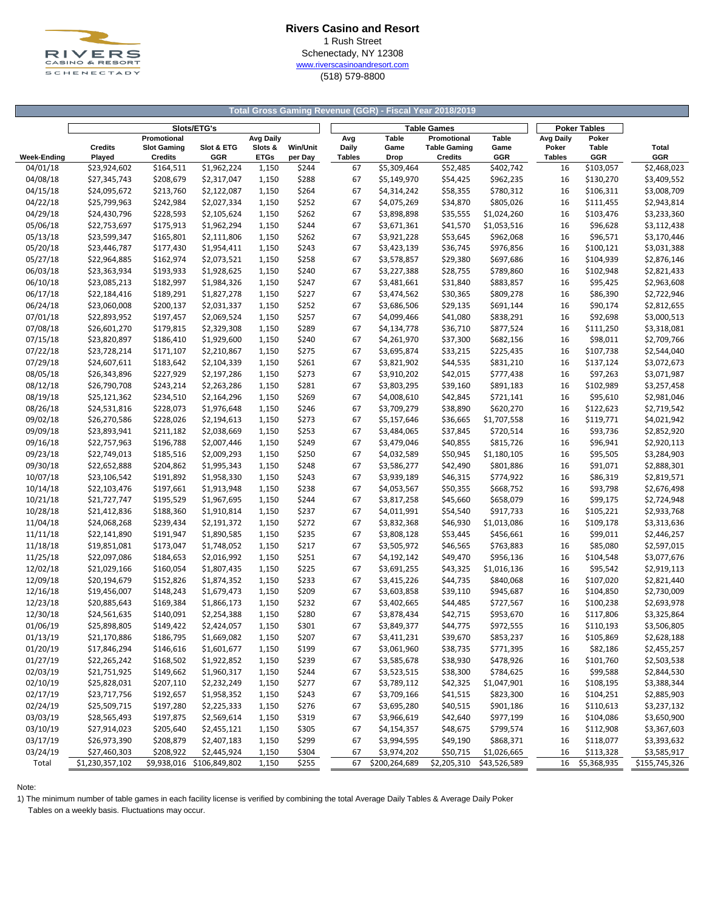# Rivers Casino and Resort

1 Rush Street
Schenectady, NY 12308
www.riverscasinoandresort.com
(518) 579-8800

## Total Gross Gaming Revenue (GGR) - Fiscal Year 2018/2019

| | Slots/ETG's | | | | | Table Games | | | | | Poker Tables | | |
|---|---|---|---|---|---|---|---|---|---|---|---|---|---|
| Week-Ending | Credits Played | Promotional Slot Gaming Credits | Slot & ETG GGR | Avg Daily Slots & ETGs | Win/Unit per Day | Avg Daily Tables | Table Game Drop | Promotional Table Gaming Credits | Table Game GGR | Avg Daily Poker Tables | Poker Table GGR | Total GGR |
| 04/01/18 | $23,924,602 | $164,511 | $1,962,224 | 1,150 | $244 | 67 | $5,309,464 | $52,485 | $402,742 | 16 | $103,057 | $2,468,023 |
| 04/08/18 | $27,345,743 | $208,679 | $2,317,047 | 1,150 | $288 | 67 | $5,149,970 | $54,425 | $962,235 | 16 | $130,270 | $3,409,552 |
| 04/15/18 | $24,095,672 | $213,760 | $2,122,087 | 1,150 | $264 | 67 | $4,314,242 | $58,355 | $780,312 | 16 | $106,311 | $3,008,709 |
| 04/22/18 | $25,799,963 | $242,984 | $2,027,334 | 1,150 | $252 | 67 | $4,075,269 | $34,870 | $805,026 | 16 | $111,455 | $2,943,814 |
| 04/29/18 | $24,430,796 | $228,593 | $2,105,624 | 1,150 | $262 | 67 | $3,898,898 | $35,555 | $1,024,260 | 16 | $103,476 | $3,233,360 |
| 05/06/18 | $22,753,697 | $175,913 | $1,962,294 | 1,150 | $244 | 67 | $3,671,361 | $41,570 | $1,053,516 | 16 | $96,628 | $3,112,438 |
| 05/13/18 | $23,599,347 | $165,801 | $2,111,806 | 1,150 | $262 | 67 | $3,921,228 | $53,645 | $962,068 | 16 | $96,571 | $3,170,446 |
| 05/20/18 | $23,446,787 | $177,430 | $1,954,411 | 1,150 | $243 | 67 | $3,423,139 | $36,745 | $976,856 | 16 | $100,121 | $3,031,388 |
| 05/27/18 | $22,964,885 | $162,974 | $2,073,521 | 1,150 | $258 | 67 | $3,578,857 | $29,380 | $697,686 | 16 | $104,939 | $2,876,146 |
| 06/03/18 | $23,363,934 | $193,933 | $1,928,625 | 1,150 | $240 | 67 | $3,227,388 | $28,755 | $789,860 | 16 | $102,948 | $2,821,433 |
| 06/10/18 | $23,085,213 | $182,997 | $1,984,326 | 1,150 | $247 | 67 | $3,481,661 | $31,840 | $883,857 | 16 | $95,425 | $2,963,608 |
| 06/17/18 | $22,184,416 | $189,291 | $1,827,278 | 1,150 | $227 | 67 | $3,474,562 | $30,365 | $809,278 | 16 | $86,390 | $2,722,946 |
| 06/24/18 | $23,060,008 | $200,137 | $2,031,337 | 1,150 | $252 | 67 | $3,686,506 | $29,135 | $691,144 | 16 | $90,174 | $2,812,655 |
| 07/01/18 | $22,893,952 | $197,457 | $2,069,524 | 1,150 | $257 | 67 | $4,099,466 | $41,080 | $838,291 | 16 | $92,698 | $3,000,513 |
| 07/08/18 | $26,601,270 | $179,815 | $2,329,308 | 1,150 | $289 | 67 | $4,134,778 | $36,710 | $877,524 | 16 | $111,250 | $3,318,081 |
| 07/15/18 | $23,820,897 | $186,410 | $1,929,600 | 1,150 | $240 | 67 | $4,261,970 | $37,300 | $682,156 | 16 | $98,011 | $2,709,766 |
| 07/22/18 | $23,728,214 | $171,107 | $2,210,867 | 1,150 | $275 | 67 | $3,695,874 | $33,215 | $225,435 | 16 | $107,738 | $2,544,040 |
| 07/29/18 | $24,607,611 | $183,642 | $2,104,339 | 1,150 | $261 | 67 | $3,821,902 | $44,535 | $831,210 | 16 | $137,124 | $3,072,673 |
| 08/05/18 | $26,343,896 | $227,929 | $2,197,286 | 1,150 | $273 | 67 | $3,910,202 | $42,015 | $777,438 | 16 | $97,263 | $3,071,987 |
| 08/12/18 | $26,790,708 | $243,214 | $2,263,286 | 1,150 | $281 | 67 | $3,803,295 | $39,160 | $891,183 | 16 | $102,989 | $3,257,458 |
| 08/19/18 | $25,121,362 | $234,510 | $2,164,296 | 1,150 | $269 | 67 | $4,008,610 | $42,845 | $721,141 | 16 | $95,610 | $2,981,046 |
| 08/26/18 | $24,531,816 | $228,073 | $1,976,648 | 1,150 | $246 | 67 | $3,709,279 | $38,890 | $620,270 | 16 | $122,623 | $2,719,542 |
| 09/02/18 | $26,270,586 | $228,026 | $2,194,613 | 1,150 | $273 | 67 | $5,157,646 | $36,665 | $1,707,558 | 16 | $119,771 | $4,021,942 |
| 09/09/18 | $23,893,941 | $211,182 | $2,038,669 | 1,150 | $253 | 67 | $3,484,065 | $37,845 | $720,514 | 16 | $93,736 | $2,852,920 |
| 09/16/18 | $22,757,963 | $196,788 | $2,007,446 | 1,150 | $249 | 67 | $3,479,046 | $40,855 | $815,726 | 16 | $96,941 | $2,920,113 |
| 09/23/18 | $22,749,013 | $185,516 | $2,009,293 | 1,150 | $250 | 67 | $4,032,589 | $50,945 | $1,180,105 | 16 | $95,505 | $3,284,903 |
| 09/30/18 | $22,652,888 | $204,862 | $1,995,343 | 1,150 | $248 | 67 | $3,586,277 | $42,490 | $801,886 | 16 | $91,071 | $2,888,301 |
| 10/07/18 | $23,106,542 | $191,892 | $1,958,330 | 1,150 | $243 | 67 | $3,939,189 | $46,315 | $774,922 | 16 | $86,319 | $2,819,571 |
| 10/14/18 | $22,103,476 | $197,661 | $1,913,948 | 1,150 | $238 | 67 | $4,053,567 | $50,355 | $668,752 | 16 | $93,798 | $2,676,498 |
| 10/21/18 | $21,727,747 | $195,529 | $1,967,695 | 1,150 | $244 | 67 | $3,817,258 | $45,660 | $658,079 | 16 | $99,175 | $2,724,948 |
| 10/28/18 | $21,412,836 | $188,360 | $1,910,814 | 1,150 | $237 | 67 | $4,011,991 | $54,540 | $917,733 | 16 | $105,221 | $2,933,768 |
| 11/04/18 | $24,068,268 | $239,434 | $2,191,372 | 1,150 | $272 | 67 | $3,832,368 | $46,930 | $1,013,086 | 16 | $109,178 | $3,313,636 |
| 11/11/18 | $22,141,890 | $191,947 | $1,890,585 | 1,150 | $235 | 67 | $3,808,128 | $53,445 | $456,661 | 16 | $99,011 | $2,446,257 |
| 11/18/18 | $19,851,081 | $173,047 | $1,748,052 | 1,150 | $217 | 67 | $3,505,972 | $46,565 | $763,883 | 16 | $85,080 | $2,597,015 |
| 11/25/18 | $22,097,086 | $184,653 | $2,016,992 | 1,150 | $251 | 67 | $4,192,142 | $49,470 | $956,136 | 16 | $104,548 | $3,077,676 |
| 12/02/18 | $21,029,166 | $160,054 | $1,807,435 | 1,150 | $225 | 67 | $3,691,255 | $43,325 | $1,016,136 | 16 | $95,542 | $2,919,113 |
| 12/09/18 | $20,194,679 | $152,826 | $1,874,352 | 1,150 | $233 | 67 | $3,415,226 | $44,735 | $840,068 | 16 | $107,020 | $2,821,440 |
| 12/16/18 | $19,456,007 | $148,243 | $1,679,473 | 1,150 | $209 | 67 | $3,603,858 | $39,110 | $945,687 | 16 | $104,850 | $2,730,009 |
| 12/23/18 | $20,885,643 | $169,384 | $1,866,173 | 1,150 | $232 | 67 | $3,402,665 | $44,485 | $727,567 | 16 | $100,238 | $2,693,978 |
| 12/30/18 | $24,561,635 | $140,091 | $2,254,388 | 1,150 | $280 | 67 | $3,878,434 | $42,715 | $953,670 | 16 | $117,806 | $3,325,864 |
| 01/06/19 | $25,898,805 | $149,422 | $2,424,057 | 1,150 | $301 | 67 | $3,849,377 | $44,775 | $972,555 | 16 | $110,193 | $3,506,805 |
| 01/13/19 | $21,170,886 | $186,795 | $1,669,082 | 1,150 | $207 | 67 | $3,411,231 | $39,670 | $853,237 | 16 | $105,869 | $2,628,188 |
| 01/20/19 | $17,846,294 | $146,616 | $1,601,677 | 1,150 | $199 | 67 | $3,061,960 | $38,735 | $771,395 | 16 | $82,186 | $2,455,257 |
| 01/27/19 | $22,265,242 | $168,502 | $1,922,852 | 1,150 | $239 | 67 | $3,585,678 | $38,930 | $478,926 | 16 | $101,760 | $2,503,538 |
| 02/03/19 | $21,751,925 | $149,662 | $1,960,317 | 1,150 | $244 | 67 | $3,523,515 | $38,300 | $784,625 | 16 | $99,588 | $2,844,530 |
| 02/10/19 | $25,828,031 | $207,110 | $2,232,249 | 1,150 | $277 | 67 | $3,789,112 | $42,325 | $1,047,901 | 16 | $108,195 | $3,388,344 |
| 02/17/19 | $23,717,756 | $192,657 | $1,958,352 | 1,150 | $243 | 67 | $3,709,166 | $41,515 | $823,300 | 16 | $104,251 | $2,885,903 |
| 02/24/19 | $25,509,715 | $197,280 | $2,225,333 | 1,150 | $276 | 67 | $3,695,280 | $40,515 | $901,186 | 16 | $110,613 | $3,237,132 |
| 03/03/19 | $28,565,493 | $197,875 | $2,569,614 | 1,150 | $319 | 67 | $3,966,619 | $42,640 | $977,199 | 16 | $104,086 | $3,650,900 |
| 03/10/19 | $27,914,023 | $205,640 | $2,455,121 | 1,150 | $305 | 67 | $4,154,357 | $48,675 | $799,574 | 16 | $112,908 | $3,367,603 |
| 03/17/19 | $26,973,390 | $208,879 | $2,407,183 | 1,150 | $299 | 67 | $3,994,595 | $49,190 | $868,371 | 16 | $118,077 | $3,393,632 |
| 03/24/19 | $27,460,303 | $208,922 | $2,445,924 | 1,150 | $304 | 67 | $3,974,202 | $50,715 | $1,026,665 | 16 | $113,328 | $3,585,917 |
| Total | $1,230,357,102 | $9,938,016 | $106,849,802 | 1,150 | $255 | 67 | $200,264,689 | $2,205,310 | $43,526,589 | 16 | $5,368,935 | $155,745,326 |

Note:

1) The minimum number of table games in each facility license is verified by combining the total Average Daily Tables & Average Daily Poker Tables on a weekly basis. Fluctuations may occur.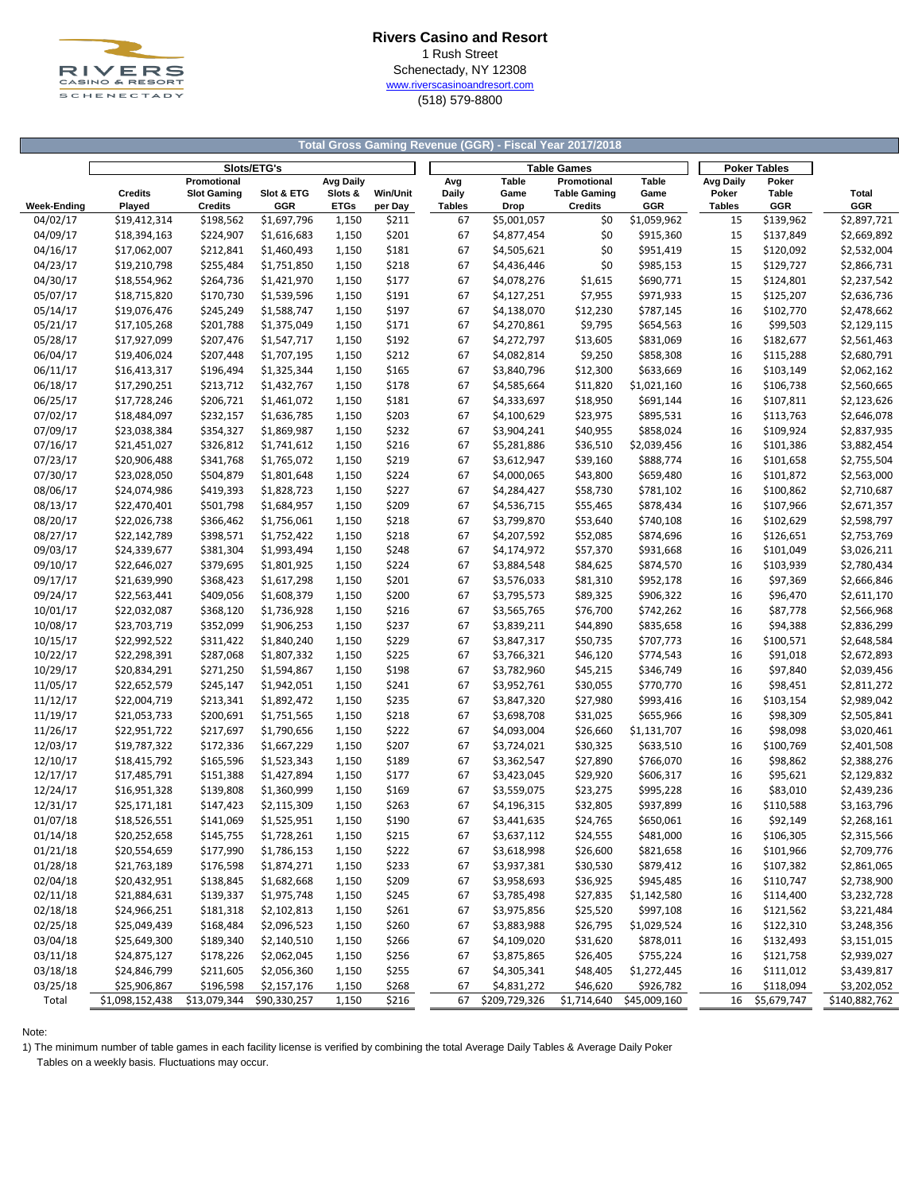# Rivers Casino and Resort

1 Rush Street
Schenectady, NY 12308
www.riverscasinoandresort.com
(518) 579-8800

## Total Gross Gaming Revenue (GGR) - Fiscal Year 2017/2018

| | Slots/ETG's | | | | | Table Games | | | | Poker Tables | | |
|---|---|---|---|---|---|---|---|---|---|---|---|---|
| Week-Ending | Credits Played | Promotional Slot Gaming Credits | Slot & ETG GGR | Avg Daily Slots & ETGs | Win/Unit per Day | Avg Daily Tables | Table Game Drop | Promotional Table Gaming Credits | Table Game GGR | Avg Daily Poker Tables | Poker Table GGR | Total GGR |
| 04/02/17 | $19,412,314 | $198,562 | $1,697,796 | 1,150 | $211 | 67 | $5,001,057 | $0 | $1,059,962 | 15 | $139,962 | $2,897,721 |
| 04/09/17 | $18,394,163 | $224,907 | $1,616,683 | 1,150 | $201 | 67 | $4,877,454 | $0 | $915,360 | 15 | $137,849 | $2,669,892 |
| 04/16/17 | $17,062,007 | $212,841 | $1,460,493 | 1,150 | $181 | 67 | $4,505,621 | $0 | $951,419 | 15 | $120,092 | $2,532,004 |
| 04/23/17 | $19,210,798 | $255,484 | $1,751,850 | 1,150 | $218 | 67 | $4,436,446 | $0 | $985,153 | 15 | $129,727 | $2,866,731 |
| 04/30/17 | $18,554,962 | $264,736 | $1,421,970 | 1,150 | $177 | 67 | $4,078,276 | $1,615 | $690,771 | 15 | $124,801 | $2,237,542 |
| 05/07/17 | $18,715,820 | $170,730 | $1,539,596 | 1,150 | $191 | 67 | $4,127,251 | $7,955 | $971,933 | 15 | $125,207 | $2,636,736 |
| 05/14/17 | $19,076,476 | $245,249 | $1,588,747 | 1,150 | $197 | 67 | $4,138,070 | $12,230 | $787,145 | 16 | $102,770 | $2,478,662 |
| 05/21/17 | $17,105,268 | $201,788 | $1,375,049 | 1,150 | $171 | 67 | $4,270,861 | $9,795 | $654,563 | 16 | $99,503 | $2,129,115 |
| 05/28/17 | $17,927,099 | $207,476 | $1,547,717 | 1,150 | $192 | 67 | $4,272,797 | $13,605 | $831,069 | 16 | $182,677 | $2,561,463 |
| 06/04/17 | $19,406,024 | $207,448 | $1,707,195 | 1,150 | $212 | 67 | $4,082,814 | $9,250 | $858,308 | 16 | $115,288 | $2,680,791 |
| 06/11/17 | $16,413,317 | $196,494 | $1,325,344 | 1,150 | $165 | 67 | $3,840,796 | $12,300 | $633,669 | 16 | $103,149 | $2,062,162 |
| 06/18/17 | $17,290,251 | $213,712 | $1,432,767 | 1,150 | $178 | 67 | $4,585,664 | $11,820 | $1,021,160 | 16 | $106,738 | $2,560,665 |
| 06/25/17 | $17,728,246 | $206,721 | $1,461,072 | 1,150 | $181 | 67 | $4,333,697 | $18,950 | $691,144 | 16 | $107,811 | $2,123,626 |
| 07/02/17 | $18,484,097 | $232,157 | $1,636,785 | 1,150 | $203 | 67 | $4,100,629 | $23,975 | $895,531 | 16 | $113,763 | $2,646,078 |
| 07/09/17 | $23,038,384 | $354,327 | $1,869,987 | 1,150 | $232 | 67 | $3,904,241 | $40,955 | $858,024 | 16 | $109,924 | $2,837,935 |
| 07/16/17 | $21,451,027 | $326,812 | $1,741,612 | 1,150 | $216 | 67 | $5,281,886 | $36,510 | $2,039,456 | 16 | $101,386 | $3,882,454 |
| 07/23/17 | $20,906,488 | $341,768 | $1,765,072 | 1,150 | $219 | 67 | $3,612,947 | $39,160 | $888,774 | 16 | $101,658 | $2,755,504 |
| 07/30/17 | $23,028,050 | $504,879 | $1,801,648 | 1,150 | $224 | 67 | $4,000,065 | $43,800 | $659,480 | 16 | $101,872 | $2,563,000 |
| 08/06/17 | $24,074,986 | $419,393 | $1,828,723 | 1,150 | $227 | 67 | $4,284,427 | $58,730 | $781,102 | 16 | $100,862 | $2,710,687 |
| 08/13/17 | $22,470,401 | $501,798 | $1,684,957 | 1,150 | $209 | 67 | $4,536,715 | $55,465 | $878,434 | 16 | $107,966 | $2,671,357 |
| 08/20/17 | $22,026,738 | $366,462 | $1,756,061 | 1,150 | $218 | 67 | $3,799,870 | $53,640 | $740,108 | 16 | $102,629 | $2,598,797 |
| 08/27/17 | $22,142,789 | $398,571 | $1,752,422 | 1,150 | $218 | 67 | $4,207,592 | $52,085 | $874,696 | 16 | $126,651 | $2,753,769 |
| 09/03/17 | $24,339,677 | $381,304 | $1,993,494 | 1,150 | $248 | 67 | $4,174,972 | $57,370 | $931,668 | 16 | $101,049 | $3,026,211 |
| 09/10/17 | $22,646,027 | $379,695 | $1,801,925 | 1,150 | $224 | 67 | $3,884,548 | $84,625 | $874,570 | 16 | $103,939 | $2,780,434 |
| 09/17/17 | $21,639,990 | $368,423 | $1,617,298 | 1,150 | $201 | 67 | $3,576,033 | $81,310 | $952,178 | 16 | $97,369 | $2,666,846 |
| 09/24/17 | $22,563,441 | $409,056 | $1,608,379 | 1,150 | $200 | 67 | $3,795,573 | $89,325 | $906,322 | 16 | $96,470 | $2,611,170 |
| 10/01/17 | $22,032,087 | $368,120 | $1,736,928 | 1,150 | $216 | 67 | $3,565,765 | $76,700 | $742,262 | 16 | $87,778 | $2,566,968 |
| 10/08/17 | $23,703,719 | $352,099 | $1,906,253 | 1,150 | $237 | 67 | $3,839,211 | $44,890 | $835,658 | 16 | $94,388 | $2,836,299 |
| 10/15/17 | $22,992,522 | $311,422 | $1,840,240 | 1,150 | $229 | 67 | $3,847,317 | $50,735 | $707,773 | 16 | $100,571 | $2,648,584 |
| 10/22/17 | $22,298,391 | $287,068 | $1,807,332 | 1,150 | $225 | 67 | $3,766,321 | $46,120 | $774,543 | 16 | $91,018 | $2,672,893 |
| 10/29/17 | $20,834,291 | $271,250 | $1,594,867 | 1,150 | $198 | 67 | $3,782,960 | $45,215 | $346,749 | 16 | $97,840 | $2,039,456 |
| 11/05/17 | $22,652,579 | $245,147 | $1,942,051 | 1,150 | $241 | 67 | $3,952,761 | $30,055 | $770,770 | 16 | $98,451 | $2,811,272 |
| 11/12/17 | $22,004,719 | $213,341 | $1,892,472 | 1,150 | $235 | 67 | $3,847,320 | $27,980 | $993,416 | 16 | $103,154 | $2,989,042 |
| 11/19/17 | $21,053,733 | $200,691 | $1,751,565 | 1,150 | $218 | 67 | $3,698,708 | $31,025 | $655,966 | 16 | $98,309 | $2,505,841 |
| 11/26/17 | $22,951,722 | $217,697 | $1,790,656 | 1,150 | $222 | 67 | $4,093,004 | $26,660 | $1,131,707 | 16 | $98,098 | $3,020,461 |
| 12/03/17 | $19,787,322 | $172,336 | $1,667,229 | 1,150 | $207 | 67 | $3,724,021 | $30,325 | $633,510 | 16 | $100,769 | $2,401,508 |
| 12/10/17 | $18,415,792 | $165,596 | $1,523,343 | 1,150 | $189 | 67 | $3,362,547 | $27,890 | $766,070 | 16 | $98,862 | $2,388,276 |
| 12/17/17 | $17,485,791 | $151,388 | $1,427,894 | 1,150 | $177 | 67 | $3,423,045 | $29,920 | $606,317 | 16 | $95,621 | $2,129,832 |
| 12/24/17 | $16,951,328 | $139,808 | $1,360,999 | 1,150 | $169 | 67 | $3,559,075 | $23,275 | $995,228 | 16 | $83,010 | $2,439,236 |
| 12/31/17 | $25,171,181 | $147,423 | $2,115,309 | 1,150 | $263 | 67 | $4,196,315 | $32,805 | $937,899 | 16 | $110,588 | $3,163,796 |
| 01/07/18 | $18,526,551 | $141,069 | $1,525,951 | 1,150 | $190 | 67 | $3,441,635 | $24,765 | $650,061 | 16 | $92,149 | $2,268,161 |
| 01/14/18 | $20,252,658 | $145,755 | $1,728,261 | 1,150 | $215 | 67 | $3,637,112 | $24,555 | $481,000 | 16 | $106,305 | $2,315,566 |
| 01/21/18 | $20,554,659 | $177,990 | $1,786,153 | 1,150 | $222 | 67 | $3,618,998 | $26,600 | $821,658 | 16 | $101,966 | $2,709,776 |
| 01/28/18 | $21,763,189 | $176,598 | $1,874,271 | 1,150 | $233 | 67 | $3,937,381 | $30,530 | $879,412 | 16 | $107,382 | $2,861,065 |
| 02/04/18 | $20,432,951 | $138,845 | $1,682,668 | 1,150 | $209 | 67 | $3,958,693 | $36,925 | $945,485 | 16 | $110,747 | $2,738,900 |
| 02/11/18 | $21,884,631 | $139,337 | $1,975,748 | 1,150 | $245 | 67 | $3,785,498 | $27,835 | $1,142,580 | 16 | $114,400 | $3,232,728 |
| 02/18/18 | $24,966,251 | $181,318 | $2,102,813 | 1,150 | $261 | 67 | $3,975,856 | $25,520 | $997,108 | 16 | $121,562 | $3,221,484 |
| 02/25/18 | $25,049,439 | $168,484 | $2,096,523 | 1,150 | $260 | 67 | $3,883,988 | $26,795 | $1,029,524 | 16 | $122,310 | $3,248,356 |
| 03/04/18 | $25,649,300 | $189,340 | $2,140,510 | 1,150 | $266 | 67 | $4,109,020 | $31,620 | $878,011 | 16 | $132,493 | $3,151,015 |
| 03/11/18 | $24,875,127 | $178,226 | $2,062,045 | 1,150 | $256 | 67 | $3,875,865 | $26,405 | $755,224 | 16 | $121,758 | $2,939,027 |
| 03/18/18 | $24,846,799 | $211,605 | $2,056,360 | 1,150 | $255 | 67 | $4,305,341 | $48,405 | $1,272,445 | 16 | $111,012 | $3,439,817 |
| 03/25/18 | $25,906,867 | $196,598 | $2,157,176 | 1,150 | $268 | 67 | $4,831,272 | $46,620 | $926,782 | 16 | $118,094 | $3,202,052 |
| Total | $1,098,152,438 | $13,079,344 | $90,330,257 | 1,150 | $216 | 67 | $209,729,326 | $1,714,640 | $45,009,160 | 16 | $5,679,747 | $140,882,762 |

Note:

1) The minimum number of table games in each facility license is verified by combining the total Average Daily Tables & Average Daily Poker Tables on a weekly basis. Fluctuations may occur.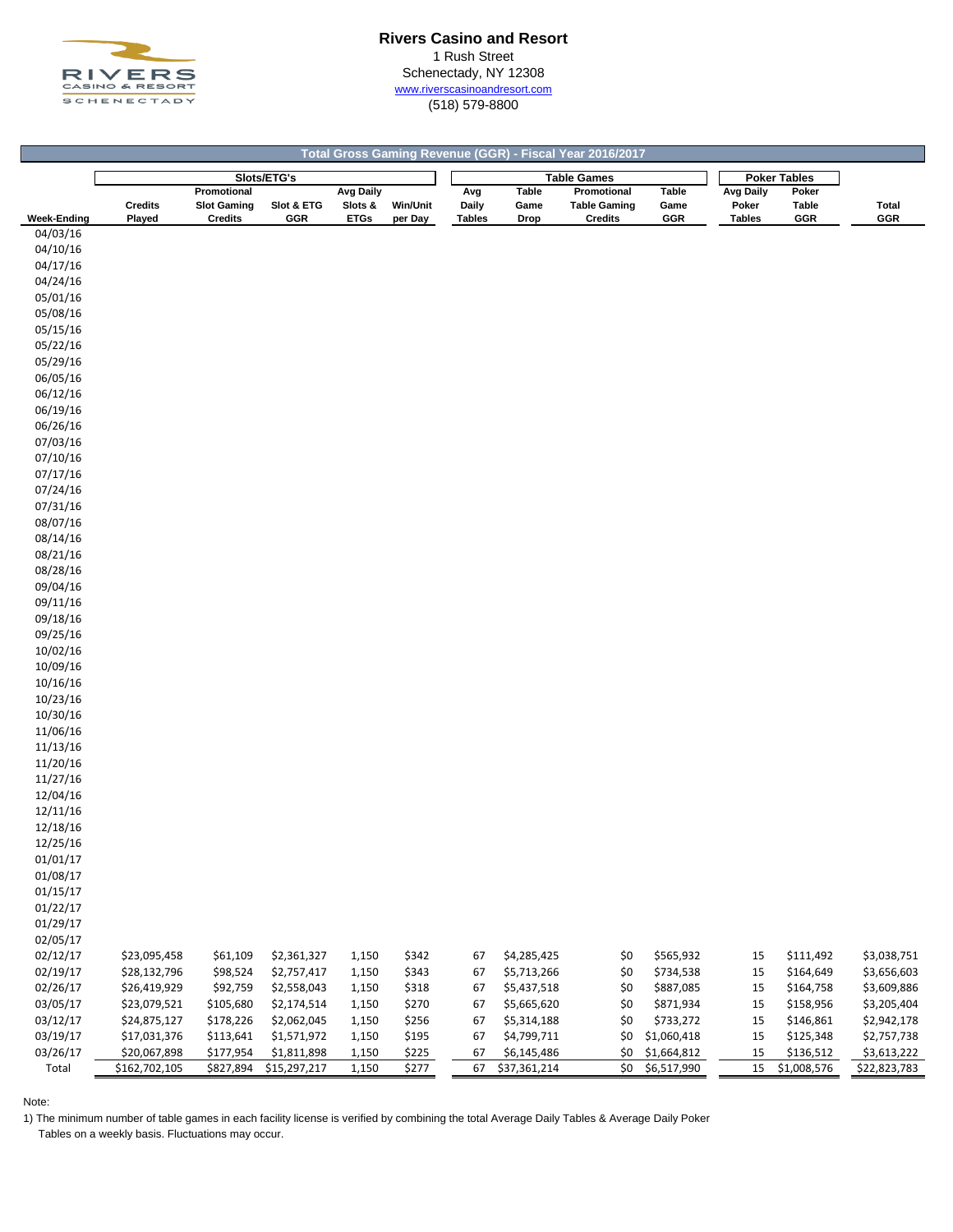**Rivers Casino and Resort**

1 Rush Street

Schenectady, NY 12308

www.riverscasinoandresort.com

(518) 579-8800

## Total Gross Gaming Revenue (GGR) - Fiscal Year 2016/2017

| | Slots/ETG's | | | | | Table Games | | | | Poker Tables | | |
|---|---|---|---|---|---|---|---|---|---|---|---|---|
| Week-Ending | Credits Played | Promotional Slot Gaming Credits | Slot & ETG GGR | Avg Daily Slots & ETGs | Win/Unit per Day | Avg Daily Tables | Table Game Drop | Promotional Table Gaming Credits | Table Game GGR | Avg Daily Poker Tables | Poker Table GGR | Total GGR |
| 04/03/16 | | | | | | | | | | | | |
| 04/10/16 | | | | | | | | | | | | |
| 04/17/16 | | | | | | | | | | | | |
| 04/24/16 | | | | | | | | | | | | |
| 05/01/16 | | | | | | | | | | | | |
| 05/08/16 | | | | | | | | | | | | |
| 05/15/16 | | | | | | | | | | | | |
| 05/22/16 | | | | | | | | | | | | |
| 05/29/16 | | | | | | | | | | | | |
| 06/05/16 | | | | | | | | | | | | |
| 06/12/16 | | | | | | | | | | | | |
| 06/19/16 | | | | | | | | | | | | |
| 06/26/16 | | | | | | | | | | | | |
| 07/03/16 | | | | | | | | | | | | |
| 07/10/16 | | | | | | | | | | | | |
| 07/17/16 | | | | | | | | | | | | |
| 07/24/16 | | | | | | | | | | | | |
| 07/31/16 | | | | | | | | | | | | |
| 08/07/16 | | | | | | | | | | | | |
| 08/14/16 | | | | | | | | | | | | |
| 08/21/16 | | | | | | | | | | | | |
| 08/28/16 | | | | | | | | | | | | |
| 09/04/16 | | | | | | | | | | | | |
| 09/11/16 | | | | | | | | | | | | |
| 09/18/16 | | | | | | | | | | | | |
| 09/25/16 | | | | | | | | | | | | |
| 10/02/16 | | | | | | | | | | | | |
| 10/09/16 | | | | | | | | | | | | |
| 10/16/16 | | | | | | | | | | | | |
| 10/23/16 | | | | | | | | | | | | |
| 10/30/16 | | | | | | | | | | | | |
| 11/06/16 | | | | | | | | | | | | |
| 11/13/16 | | | | | | | | | | | | |
| 11/20/16 | | | | | | | | | | | | |
| 11/27/16 | | | | | | | | | | | | |
| 12/04/16 | | | | | | | | | | | | |
| 12/11/16 | | | | | | | | | | | | |
| 12/18/16 | | | | | | | | | | | | |
| 12/25/16 | | | | | | | | | | | | |
| 01/01/17 | | | | | | | | | | | | |
| 01/08/17 | | | | | | | | | | | | |
| 01/15/17 | | | | | | | | | | | | |
| 01/22/17 | | | | | | | | | | | | |
| 01/29/17 | | | | | | | | | | | | |
| 02/05/17 | | | | | | | | | | | | |
| 02/12/17 | $23,095,458 | $61,109 | $2,361,327 | 1,150 | $342 | 67 | $4,285,425 | $0 | $565,932 | 15 | $111,492 | $3,038,751 |
| 02/19/17 | $28,132,796 | $98,524 | $2,757,417 | 1,150 | $343 | 67 | $5,713,266 | $0 | $734,538 | 15 | $164,649 | $3,656,603 |
| 02/26/17 | $26,419,929 | $92,759 | $2,558,043 | 1,150 | $318 | 67 | $5,437,518 | $0 | $887,085 | 15 | $164,758 | $3,609,886 |
| 03/05/17 | $23,079,521 | $105,680 | $2,174,514 | 1,150 | $270 | 67 | $5,665,620 | $0 | $871,934 | 15 | $158,956 | $3,205,404 |
| 03/12/17 | $24,875,127 | $178,226 | $2,062,045 | 1,150 | $256 | 67 | $5,314,188 | $0 | $733,272 | 15 | $146,861 | $2,942,178 |
| 03/19/17 | $17,031,376 | $113,641 | $1,571,972 | 1,150 | $195 | 67 | $4,799,711 | $0 | $1,060,418 | 15 | $125,348 | $2,757,738 |
| 03/26/17 | $20,067,898 | $177,954 | $1,811,898 | 1,150 | $225 | 67 | $6,145,486 | $0 | $1,664,812 | 15 | $136,512 | $3,613,222 |
| Total | $162,702,105 | $827,894 | $15,297,217 | 1,150 | $277 | 67 | $37,361,214 | $0 | $6,517,990 | 15 | $1,008,576 | $22,823,783 |

Note:

1) The minimum number of table games in each facility license is verified by combining the total Average Daily Tables & Average Daily Poker Tables on a weekly basis. Fluctuations may occur.